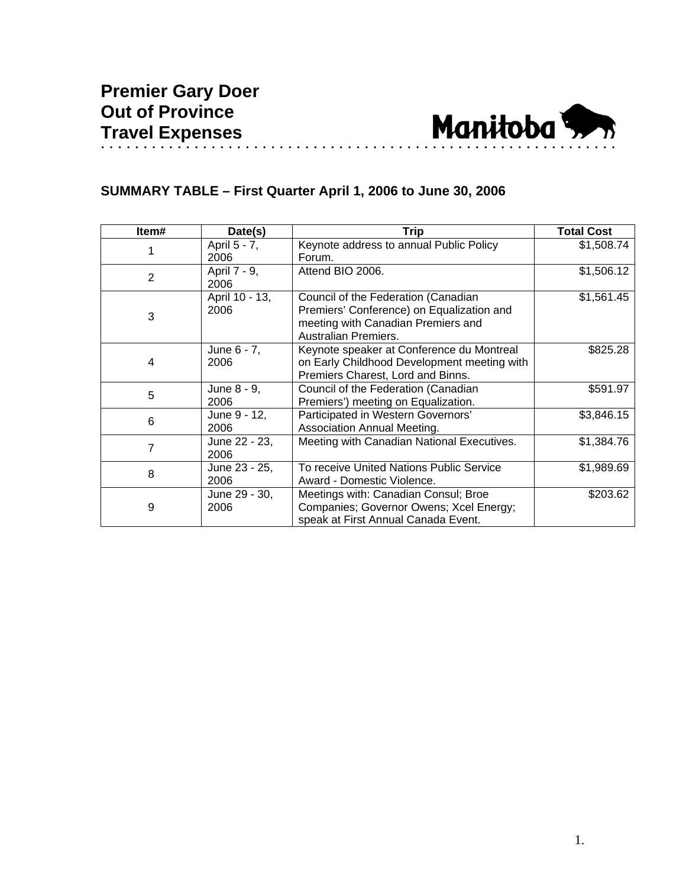# Premier Gary Doer Out of Province Travel Expenses

Manitoba

## SUMMARY TABLE – First Quarter April 1, 2006 to June 30, 2006

| Item# | Date(s) | Trip | Total Cost |
|---|---|---|---|
| 1 | April 5 - 7, 2006 | Keynote address to annual Public Policy Forum. | $1,508.74 |
| 2 | April 7 - 9, 2006 | Attend BIO 2006. | $1,506.12 |
| 3 | April 10 - 13, 2006 | Council of the Federation (Canadian Premiers' Conference) on Equalization and meeting with Canadian Premiers and Australian Premiers. | $1,561.45 |
| 4 | June 6 - 7, 2006 | Keynote speaker at Conference du Montreal on Early Childhood Development meeting with Premiers Charest, Lord and Binns. | $825.28 |
| 5 | June 8 - 9, 2006 | Council of the Federation (Canadian Premiers') meeting on Equalization. | $591.97 |
| 6 | June 9 - 12, 2006 | Participated in Western Governors' Association Annual Meeting. | $3,846.15 |
| 7 | June 22 - 23, 2006 | Meeting with Canadian National Executives. | $1,384.76 |
| 8 | June 23 - 25, 2006 | To receive United Nations Public Service Award - Domestic Violence. | $1,989.69 |
| 9 | June 29 - 30, 2006 | Meetings with: Canadian Consul; Broe Companies; Governor Owens; Xcel Energy; speak at First Annual Canada Event. | $203.62 |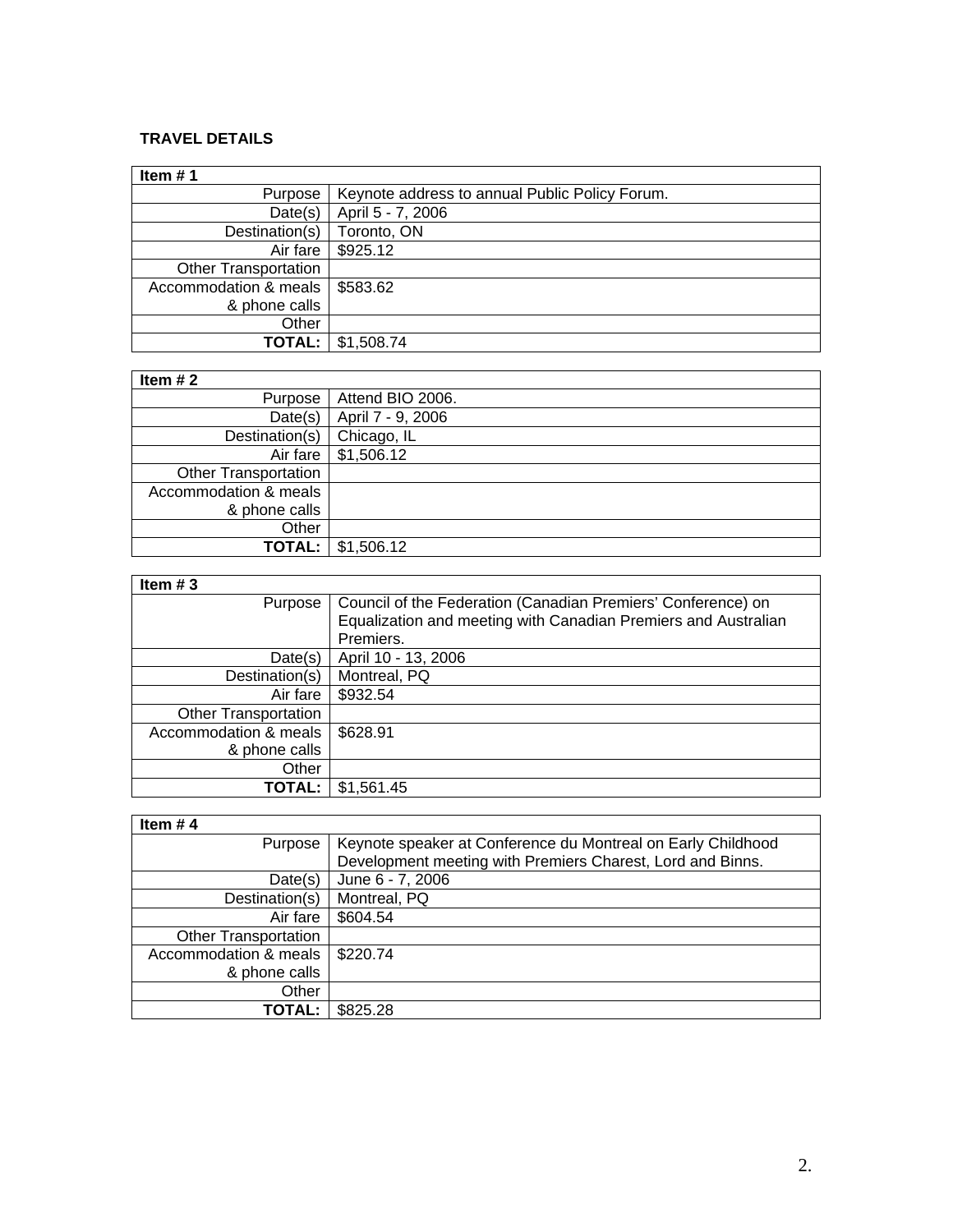**TRAVEL DETAILS**

| Item # 1 | |
|---|---|
| Purpose | Keynote address to annual Public Policy Forum. |
| Date(s) | April 5 - 7, 2006 |
| Destination(s) | Toronto, ON |
| Air fare | $925.12 |
| Other Transportation | |
| Accommodation & meals & phone calls | $583.62 |
| Other | |
| **TOTAL:** | $1,508.74 |

| Item # 2 | |
|---|---|
| Purpose | Attend BIO 2006. |
| Date(s) | April 7 - 9, 2006 |
| Destination(s) | Chicago, IL |
| Air fare | $1,506.12 |
| Other Transportation | |
| Accommodation & meals & phone calls | |
| Other | |
| **TOTAL:** | $1,506.12 |

| Item # 3 | |
|---|---|
| Purpose | Council of the Federation (Canadian Premiers' Conference) on Equalization and meeting with Canadian Premiers and Australian Premiers. |
| Date(s) | April 10 - 13, 2006 |
| Destination(s) | Montreal, PQ |
| Air fare | $932.54 |
| Other Transportation | |
| Accommodation & meals & phone calls | $628.91 |
| Other | |
| **TOTAL:** | $1,561.45 |

| Item # 4 | |
|---|---|
| Purpose | Keynote speaker at Conference du Montreal on Early Childhood Development meeting with Premiers Charest, Lord and Binns. |
| Date(s) | June 6 - 7, 2006 |
| Destination(s) | Montreal, PQ |
| Air fare | $604.54 |
| Other Transportation | |
| Accommodation & meals & phone calls | $220.74 |
| Other | |
| **TOTAL:** | $825.28 |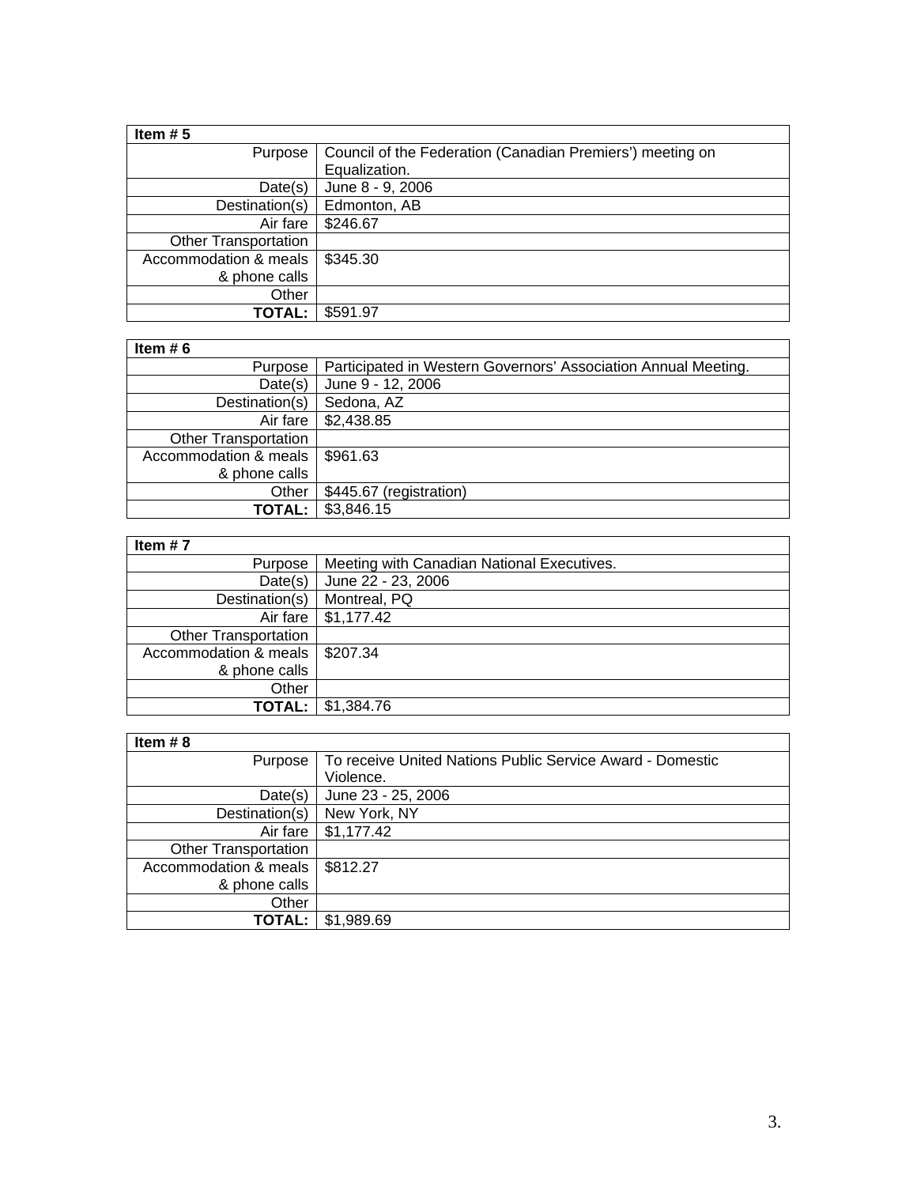| **Item # 5** | |
| --- | --- |
| Purpose | Council of the Federation (Canadian Premiers') meeting on Equalization. |
| Date(s) | June 8 - 9, 2006 |
| Destination(s) | Edmonton, AB |
| Air fare | $246.67 |
| Other Transportation | |
| Accommodation & meals & phone calls | $345.30 |
| Other | |
| **TOTAL:** | $591.97 |

| **Item # 6** | |
| --- | --- |
| Purpose | Participated in Western Governors' Association Annual Meeting. |
| Date(s) | June 9 - 12, 2006 |
| Destination(s) | Sedona, AZ |
| Air fare | $2,438.85 |
| Other Transportation | |
| Accommodation & meals & phone calls | $961.63 |
| Other | $445.67 (registration) |
| **TOTAL:** | $3,846.15 |

| **Item # 7** | |
| --- | --- |
| Purpose | Meeting with Canadian National Executives. |
| Date(s) | June 22 - 23, 2006 |
| Destination(s) | Montreal, PQ |
| Air fare | $1,177.42 |
| Other Transportation | |
| Accommodation & meals & phone calls | $207.34 |
| Other | |
| **TOTAL:** | $1,384.76 |

| **Item # 8** | |
| --- | --- |
| Purpose | To receive United Nations Public Service Award - Domestic Violence. |
| Date(s) | June 23 - 25, 2006 |
| Destination(s) | New York, NY |
| Air fare | $1,177.42 |
| Other Transportation | |
| Accommodation & meals & phone calls | $812.27 |
| Other | |
| **TOTAL:** | $1,989.69 |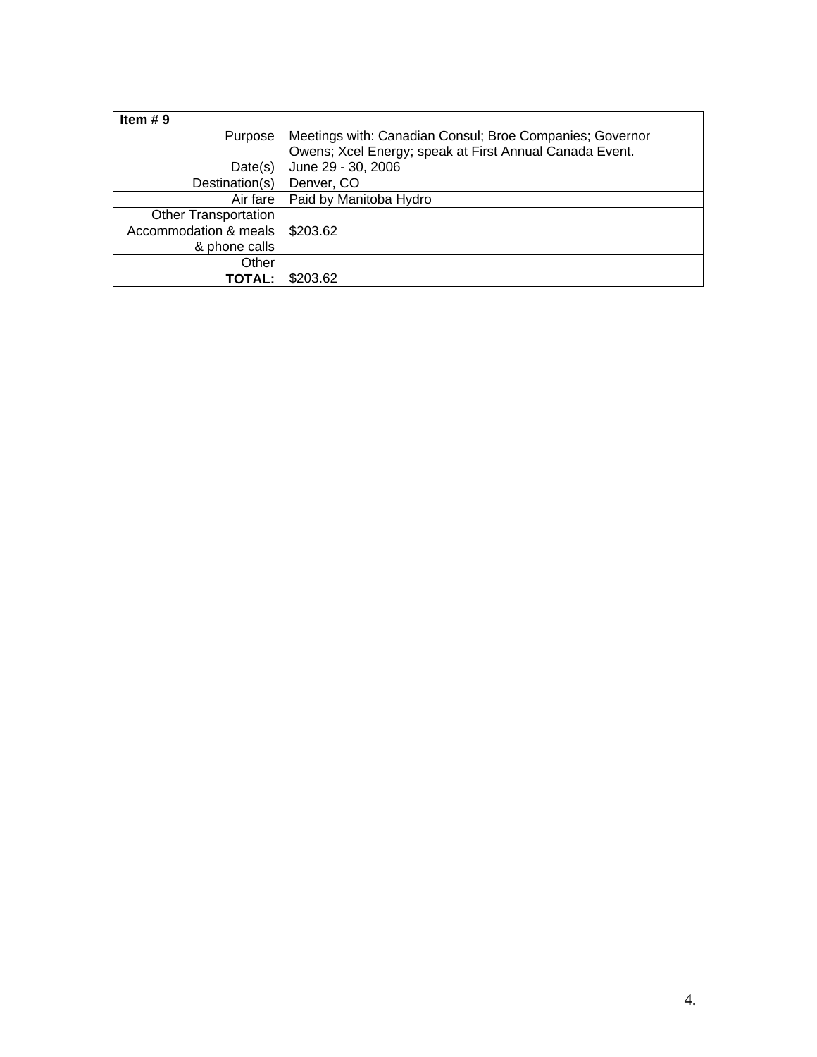| Item # 9 | |
|---|---|
| Purpose | Meetings with: Canadian Consul; Broe Companies; Governor Owens; Xcel Energy; speak at First Annual Canada Event. |
| Date(s) | June 29 - 30, 2006 |
| Destination(s) | Denver, CO |
| Air fare | Paid by Manitoba Hydro |
| Other Transportation | |
| Accommodation & meals & phone calls | $203.62 |
| Other | |
| **TOTAL:** | $203.62 |